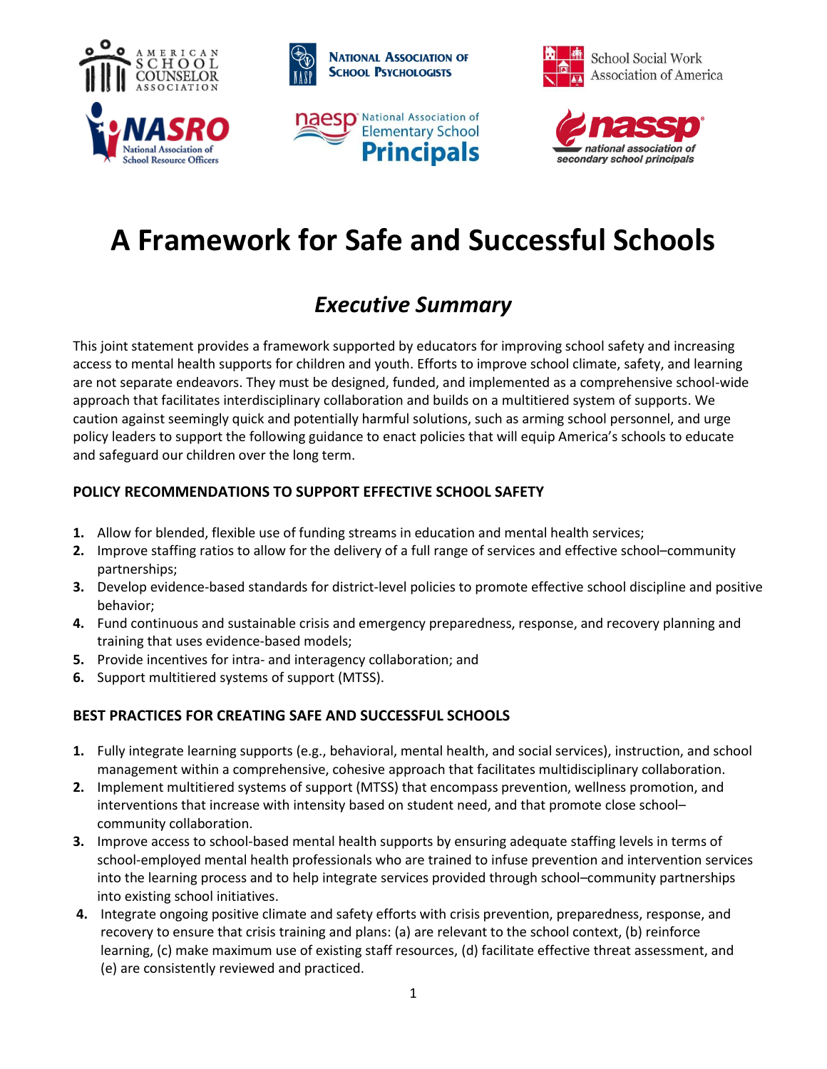# A Framework for Safe and Successful Schools

## *Executive Summary*

This joint statement provides a framework supported by educators for improving school safety and increasing access to mental health supports for children and youth. Efforts to improve school climate, safety, and learning are not separate endeavors. They must be designed, funded, and implemented as a comprehensive school-wide approach that facilitates interdisciplinary collaboration and builds on a multitiered system of supports. We caution against seemingly quick and potentially harmful solutions, such as arming school personnel, and urge policy leaders to support the following guidance to enact policies that will equip America's schools to educate and safeguard our children over the long term.

### POLICY RECOMMENDATIONS TO SUPPORT EFFECTIVE SCHOOL SAFETY

1. Allow for blended, flexible use of funding streams in education and mental health services;
2. Improve staffing ratios to allow for the delivery of a full range of services and effective school–community partnerships;
3. Develop evidence-based standards for district-level policies to promote effective school discipline and positive behavior;
4. Fund continuous and sustainable crisis and emergency preparedness, response, and recovery planning and training that uses evidence-based models;
5. Provide incentives for intra- and interagency collaboration; and
6. Support multitiered systems of support (MTSS).

### BEST PRACTICES FOR CREATING SAFE AND SUCCESSFUL SCHOOLS

1. Fully integrate learning supports (e.g., behavioral, mental health, and social services), instruction, and school management within a comprehensive, cohesive approach that facilitates multidisciplinary collaboration.
2. Implement multitiered systems of support (MTSS) that encompass prevention, wellness promotion, and interventions that increase with intensity based on student need, and that promote close school–community collaboration.
3. Improve access to school-based mental health supports by ensuring adequate staffing levels in terms of school-employed mental health professionals who are trained to infuse prevention and intervention services into the learning process and to help integrate services provided through school–community partnerships into existing school initiatives.
4. Integrate ongoing positive climate and safety efforts with crisis prevention, preparedness, response, and recovery to ensure that crisis training and plans: (a) are relevant to the school context, (b) reinforce learning, (c) make maximum use of existing staff resources, (d) facilitate effective threat assessment, and (e) are consistently reviewed and practiced.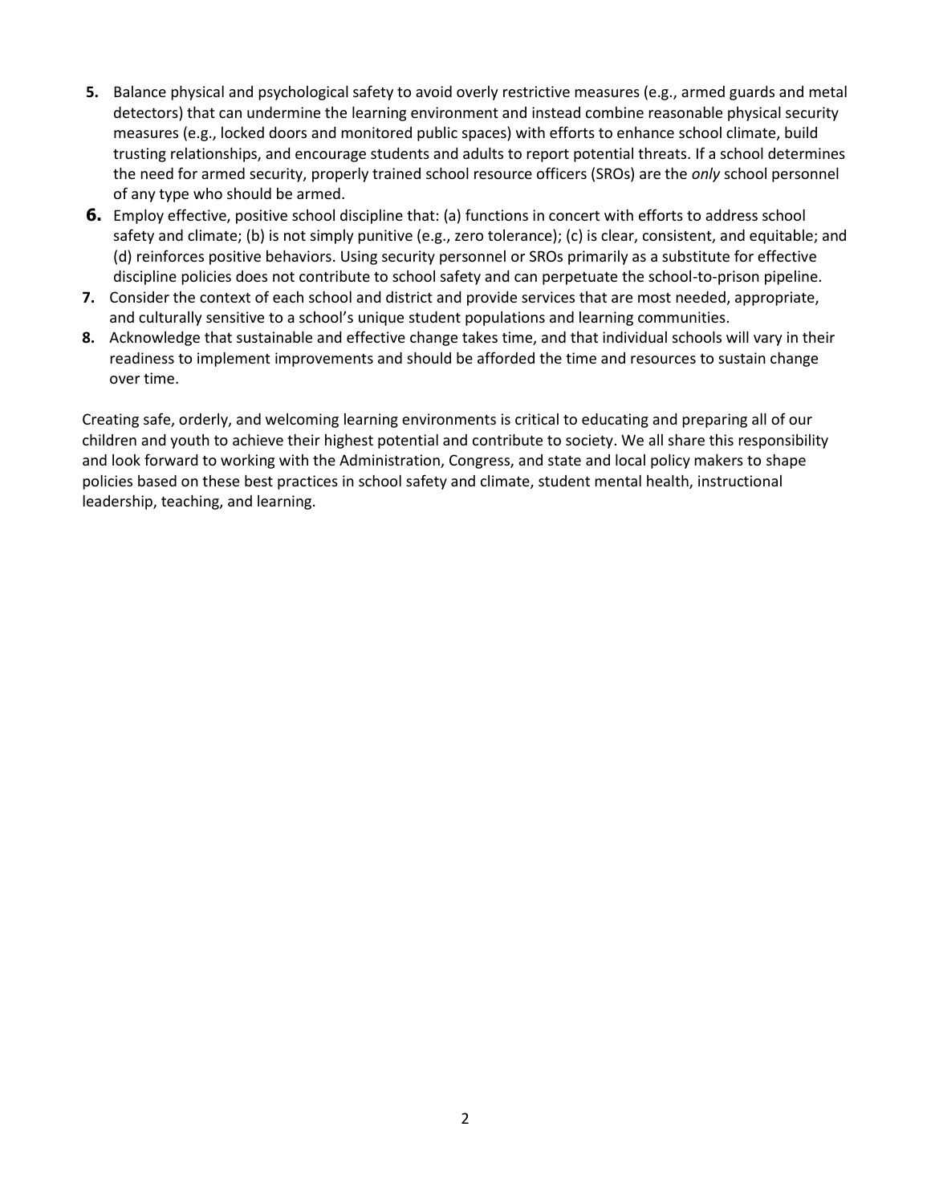5. Balance physical and psychological safety to avoid overly restrictive measures (e.g., armed guards and metal detectors) that can undermine the learning environment and instead combine reasonable physical security measures (e.g., locked doors and monitored public spaces) with efforts to enhance school climate, build trusting relationships, and encourage students and adults to report potential threats. If a school determines the need for armed security, properly trained school resource officers (SROs) are the *only* school personnel of any type who should be armed.
6. Employ effective, positive school discipline that: (a) functions in concert with efforts to address school safety and climate; (b) is not simply punitive (e.g., zero tolerance); (c) is clear, consistent, and equitable; and (d) reinforces positive behaviors. Using security personnel or SROs primarily as a substitute for effective discipline policies does not contribute to school safety and can perpetuate the school-to-prison pipeline.
7. Consider the context of each school and district and provide services that are most needed, appropriate, and culturally sensitive to a school's unique student populations and learning communities.
8. Acknowledge that sustainable and effective change takes time, and that individual schools will vary in their readiness to implement improvements and should be afforded the time and resources to sustain change over time.

Creating safe, orderly, and welcoming learning environments is critical to educating and preparing all of our children and youth to achieve their highest potential and contribute to society. We all share this responsibility and look forward to working with the Administration, Congress, and state and local policy makers to shape policies based on these best practices in school safety and climate, student mental health, instructional leadership, teaching, and learning.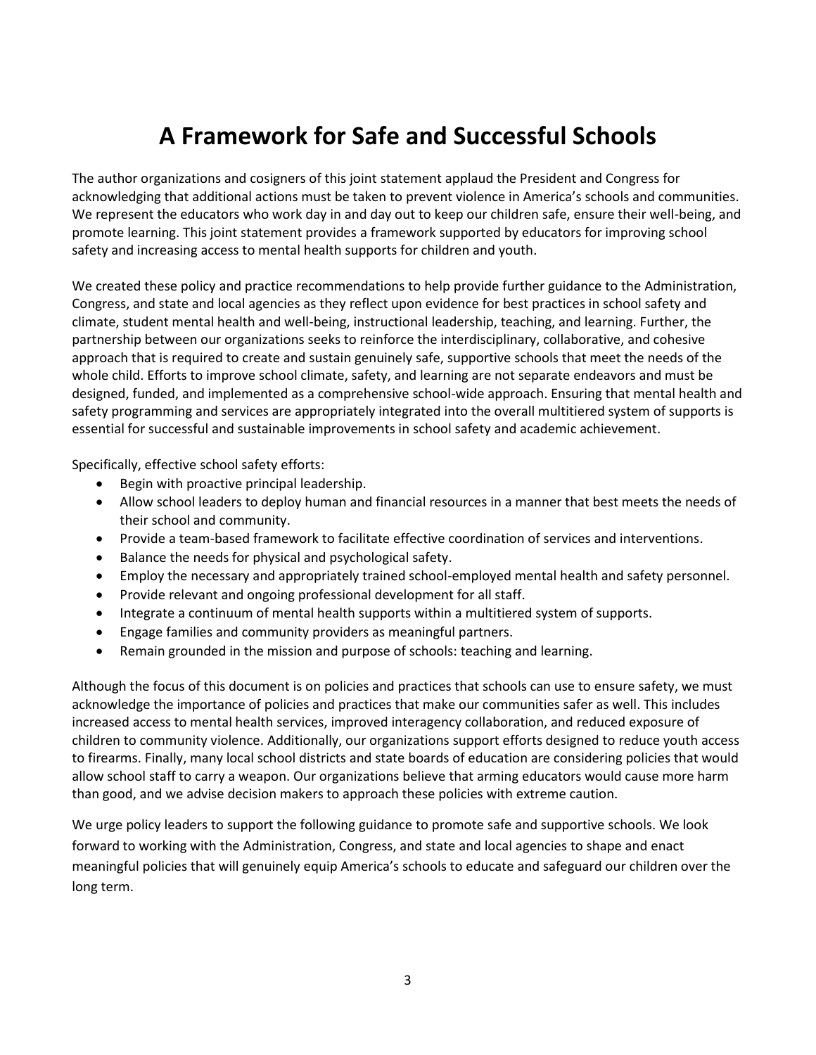# A Framework for Safe and Successful Schools

The author organizations and cosigners of this joint statement applaud the President and Congress for acknowledging that additional actions must be taken to prevent violence in America's schools and communities. We represent the educators who work day in and day out to keep our children safe, ensure their well-being, and promote learning. This joint statement provides a framework supported by educators for improving school safety and increasing access to mental health supports for children and youth.

We created these policy and practice recommendations to help provide further guidance to the Administration, Congress, and state and local agencies as they reflect upon evidence for best practices in school safety and climate, student mental health and well-being, instructional leadership, teaching, and learning. Further, the partnership between our organizations seeks to reinforce the interdisciplinary, collaborative, and cohesive approach that is required to create and sustain genuinely safe, supportive schools that meet the needs of the whole child. Efforts to improve school climate, safety, and learning are not separate endeavors and must be designed, funded, and implemented as a comprehensive school-wide approach. Ensuring that mental health and safety programming and services are appropriately integrated into the overall multitiered system of supports is essential for successful and sustainable improvements in school safety and academic achievement.

Specifically, effective school safety efforts:

- Begin with proactive principal leadership.
- Allow school leaders to deploy human and financial resources in a manner that best meets the needs of their school and community.
- Provide a team-based framework to facilitate effective coordination of services and interventions.
- Balance the needs for physical and psychological safety.
- Employ the necessary and appropriately trained school-employed mental health and safety personnel.
- Provide relevant and ongoing professional development for all staff.
- Integrate a continuum of mental health supports within a multitiered system of supports.
- Engage families and community providers as meaningful partners.
- Remain grounded in the mission and purpose of schools: teaching and learning.

Although the focus of this document is on policies and practices that schools can use to ensure safety, we must acknowledge the importance of policies and practices that make our communities safer as well. This includes increased access to mental health services, improved interagency collaboration, and reduced exposure of children to community violence. Additionally, our organizations support efforts designed to reduce youth access to firearms. Finally, many local school districts and state boards of education are considering policies that would allow school staff to carry a weapon. Our organizations believe that arming educators would cause more harm than good, and we advise decision makers to approach these policies with extreme caution.

We urge policy leaders to support the following guidance to promote safe and supportive schools. We look forward to working with the Administration, Congress, and state and local agencies to shape and enact meaningful policies that will genuinely equip America's schools to educate and safeguard our children over the long term.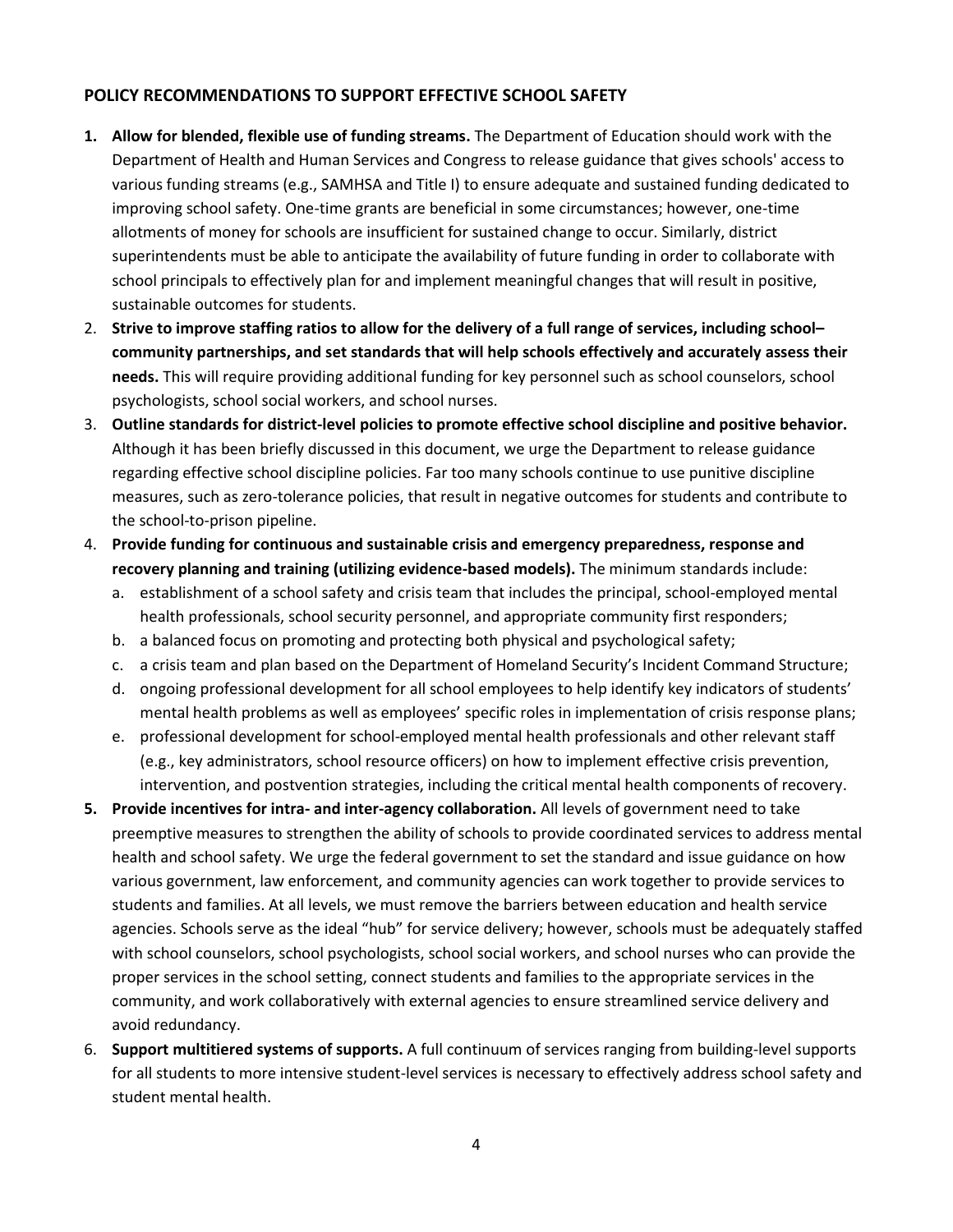## POLICY RECOMMENDATIONS TO SUPPORT EFFECTIVE SCHOOL SAFETY

1. **Allow for blended, flexible use of funding streams.** The Department of Education should work with the Department of Health and Human Services and Congress to release guidance that gives schools' access to various funding streams (e.g., SAMHSA and Title I) to ensure adequate and sustained funding dedicated to improving school safety. One-time grants are beneficial in some circumstances; however, one-time allotments of money for schools are insufficient for sustained change to occur. Similarly, district superintendents must be able to anticipate the availability of future funding in order to collaborate with school principals to effectively plan for and implement meaningful changes that will result in positive, sustainable outcomes for students.
2. **Strive to improve staffing ratios to allow for the delivery of a full range of services, including school–community partnerships, and set standards that will help schools effectively and accurately assess their needs.** This will require providing additional funding for key personnel such as school counselors, school psychologists, school social workers, and school nurses.
3. **Outline standards for district-level policies to promote effective school discipline and positive behavior.** Although it has been briefly discussed in this document, we urge the Department to release guidance regarding effective school discipline policies. Far too many schools continue to use punitive discipline measures, such as zero-tolerance policies, that result in negative outcomes for students and contribute to the school-to-prison pipeline.
4. **Provide funding for continuous and sustainable crisis and emergency preparedness, response and recovery planning and training (utilizing evidence-based models).** The minimum standards include:
   a. establishment of a school safety and crisis team that includes the principal, school-employed mental health professionals, school security personnel, and appropriate community first responders;
   b. a balanced focus on promoting and protecting both physical and psychological safety;
   c. a crisis team and plan based on the Department of Homeland Security's Incident Command Structure;
   d. ongoing professional development for all school employees to help identify key indicators of students' mental health problems as well as employees' specific roles in implementation of crisis response plans;
   e. professional development for school-employed mental health professionals and other relevant staff (e.g., key administrators, school resource officers) on how to implement effective crisis prevention, intervention, and postvention strategies, including the critical mental health components of recovery.
5. **Provide incentives for intra- and inter-agency collaboration.** All levels of government need to take preemptive measures to strengthen the ability of schools to provide coordinated services to address mental health and school safety. We urge the federal government to set the standard and issue guidance on how various government, law enforcement, and community agencies can work together to provide services to students and families. At all levels, we must remove the barriers between education and health service agencies. Schools serve as the ideal "hub" for service delivery; however, schools must be adequately staffed with school counselors, school psychologists, school social workers, and school nurses who can provide the proper services in the school setting, connect students and families to the appropriate services in the community, and work collaboratively with external agencies to ensure streamlined service delivery and avoid redundancy.
6. **Support multitiered systems of supports.** A full continuum of services ranging from building-level supports for all students to more intensive student-level services is necessary to effectively address school safety and student mental health.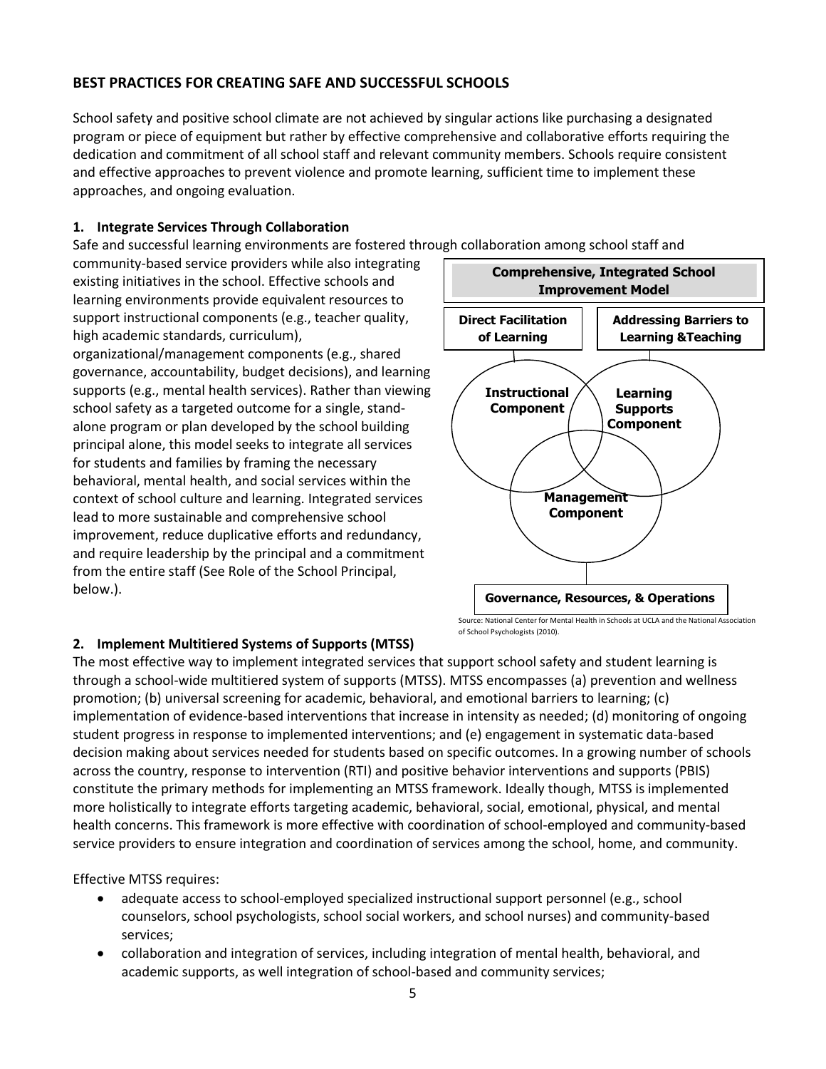## BEST PRACTICES FOR CREATING SAFE AND SUCCESSFUL SCHOOLS

School safety and positive school climate are not achieved by singular actions like purchasing a designated program or piece of equipment but rather by effective comprehensive and collaborative efforts requiring the dedication and commitment of all school staff and relevant community members. Schools require consistent and effective approaches to prevent violence and promote learning, sufficient time to implement these approaches, and ongoing evaluation.

### 1. Integrate Services Through Collaboration

Safe and successful learning environments are fostered through collaboration among school staff and community-based service providers while also integrating existing initiatives in the school. Effective schools and learning environments provide equivalent resources to support instructional components (e.g., teacher quality, high academic standards, curriculum), organizational/management components (e.g., shared governance, accountability, budget decisions), and learning supports (e.g., mental health services). Rather than viewing school safety as a targeted outcome for a single, stand-alone program or plan developed by the school building principal alone, this model seeks to integrate all services for students and families by framing the necessary behavioral, mental health, and social services within the context of school culture and learning. Integrated services lead to more sustainable and comprehensive school improvement, reduce duplicative efforts and redundancy, and require leadership by the principal and a commitment from the entire staff (See Role of the School Principal, below.).

**Comprehensive, Integrated School Improvement Model**

**Direct Facilitation of Learning** | **Addressing Barriers to Learning &Teaching**

**Instructional Component** | **Learning Supports Component** | **Management Component**

**Governance, Resources, & Operations**

Source: National Center for Mental Health in Schools at UCLA and the National Association of School Psychologists (2010).

### 2. Implement Multitiered Systems of Supports (MTSS)

The most effective way to implement integrated services that support school safety and student learning is through a school-wide multitiered system of supports (MTSS). MTSS encompasses (a) prevention and wellness promotion; (b) universal screening for academic, behavioral, and emotional barriers to learning; (c) implementation of evidence-based interventions that increase in intensity as needed; (d) monitoring of ongoing student progress in response to implemented interventions; and (e) engagement in systematic data-based decision making about services needed for students based on specific outcomes. In a growing number of schools across the country, response to intervention (RTI) and positive behavior interventions and supports (PBIS) constitute the primary methods for implementing an MTSS framework. Ideally though, MTSS is implemented more holistically to integrate efforts targeting academic, behavioral, social, emotional, physical, and mental health concerns. This framework is more effective with coordination of school-employed and community-based service providers to ensure integration and coordination of services among the school, home, and community.

Effective MTSS requires:

- adequate access to school-employed specialized instructional support personnel (e.g., school counselors, school psychologists, school social workers, and school nurses) and community-based services;
- collaboration and integration of services, including integration of mental health, behavioral, and academic supports, as well integration of school-based and community services;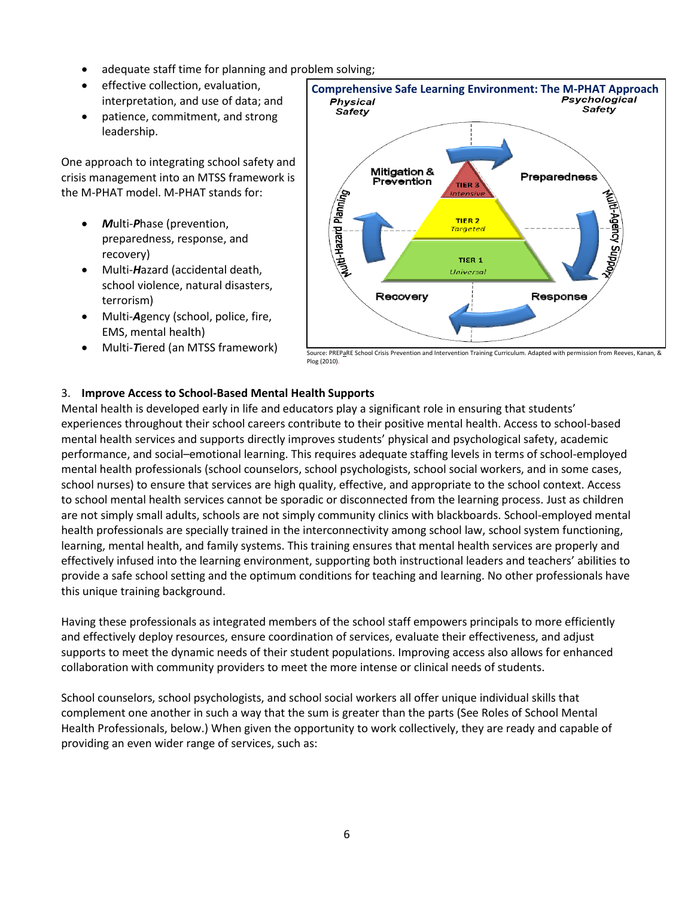- adequate staff time for planning and problem solving;
- effective collection, evaluation, interpretation, and use of data; and
- patience, commitment, and strong leadership.

One approach to integrating school safety and crisis management into an MTSS framework is the M-PHAT model. M-PHAT stands for:

- ***M***ulti-***P***hase (prevention, preparedness, response, and recovery)
- Multi-***H***azard (accidental death, school violence, natural disasters, terrorism)
- Multi-***A***gency (school, police, fire, EMS, mental health)
- Multi-***T***iered (an MTSS framework)

**Comprehensive Safe Learning Environment: The M-PHAT Approach**

Source: PREPaRE School Crisis Prevention and Intervention Training Curriculum. Adapted with permission from Reeves, Kanan, & Plog (2010).

3. **Improve Access to School-Based Mental Health Supports**

Mental health is developed early in life and educators play a significant role in ensuring that students' experiences throughout their school careers contribute to their positive mental health. Access to school-based mental health services and supports directly improves students' physical and psychological safety, academic performance, and social–emotional learning. This requires adequate staffing levels in terms of school-employed mental health professionals (school counselors, school psychologists, school social workers, and in some cases, school nurses) to ensure that services are high quality, effective, and appropriate to the school context. Access to school mental health services cannot be sporadic or disconnected from the learning process. Just as children are not simply small adults, schools are not simply community clinics with blackboards. School-employed mental health professionals are specially trained in the interconnectivity among school law, school system functioning, learning, mental health, and family systems. This training ensures that mental health services are properly and effectively infused into the learning environment, supporting both instructional leaders and teachers' abilities to provide a safe school setting and the optimum conditions for teaching and learning. No other professionals have this unique training background.

Having these professionals as integrated members of the school staff empowers principals to more efficiently and effectively deploy resources, ensure coordination of services, evaluate their effectiveness, and adjust supports to meet the dynamic needs of their student populations. Improving access also allows for enhanced collaboration with community providers to meet the more intense or clinical needs of students.

School counselors, school psychologists, and school social workers all offer unique individual skills that complement one another in such a way that the sum is greater than the parts (See Roles of School Mental Health Professionals, below.) When given the opportunity to work collectively, they are ready and capable of providing an even wider range of services, such as: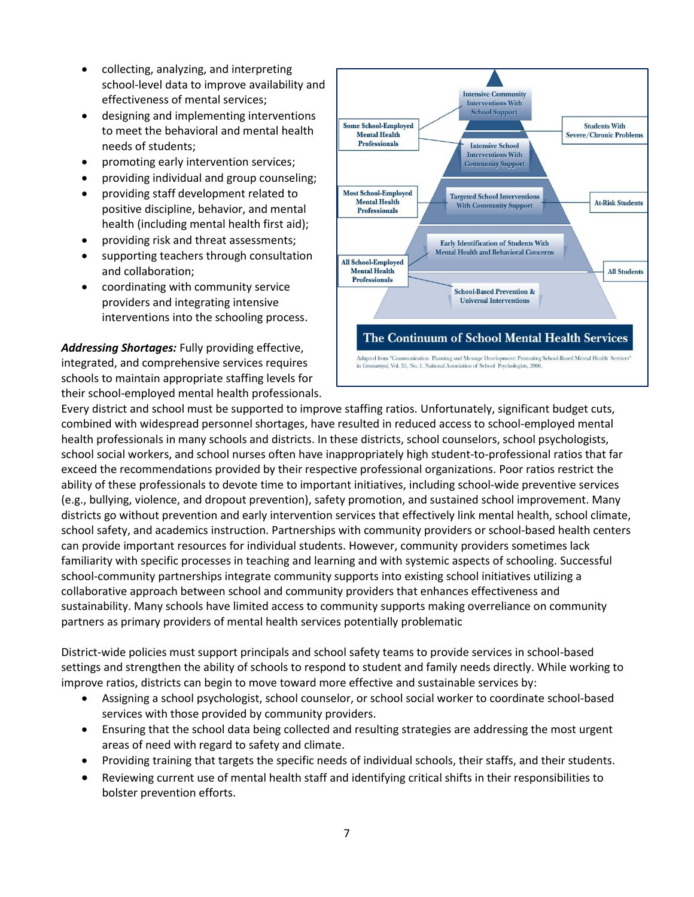- collecting, analyzing, and interpreting school-level data to improve availability and effectiveness of mental services;
- designing and implementing interventions to meet the behavioral and mental health needs of students;
- promoting early intervention services;
- providing individual and group counseling;
- providing staff development related to positive discipline, behavior, and mental health (including mental health first aid);
- providing risk and threat assessments;
- supporting teachers through consultation and collaboration;
- coordinating with community service providers and integrating intensive interventions into the schooling process.

**The Continuum of School Mental Health Services**

Adapted from "Communication Planning and Message Development: Promoting School-Based Mental Health Services" in *Communiqué*, Vol. 35, No. 1. National Association of School Psychologists, 2006.

***Addressing Shortages:*** Fully providing effective, integrated, and comprehensive services requires schools to maintain appropriate staffing levels for their school-employed mental health professionals. Every district and school must be supported to improve staffing ratios. Unfortunately, significant budget cuts, combined with widespread personnel shortages, have resulted in reduced access to school-employed mental health professionals in many schools and districts. In these districts, school counselors, school psychologists, school social workers, and school nurses often have inappropriately high student-to-professional ratios that far exceed the recommendations provided by their respective professional organizations. Poor ratios restrict the ability of these professionals to devote time to important initiatives, including school-wide preventive services (e.g., bullying, violence, and dropout prevention), safety promotion, and sustained school improvement. Many districts go without prevention and early intervention services that effectively link mental health, school climate, school safety, and academics instruction. Partnerships with community providers or school-based health centers can provide important resources for individual students. However, community providers sometimes lack familiarity with specific processes in teaching and learning and with systemic aspects of schooling. Successful school-community partnerships integrate community supports into existing school initiatives utilizing a collaborative approach between school and community providers that enhances effectiveness and sustainability. Many schools have limited access to community supports making overreliance on community partners as primary providers of mental health services potentially problematic

District-wide policies must support principals and school safety teams to provide services in school-based settings and strengthen the ability of schools to respond to student and family needs directly. While working to improve ratios, districts can begin to move toward more effective and sustainable services by:

- Assigning a school psychologist, school counselor, or school social worker to coordinate school-based services with those provided by community providers.
- Ensuring that the school data being collected and resulting strategies are addressing the most urgent areas of need with regard to safety and climate.
- Providing training that targets the specific needs of individual schools, their staffs, and their students.
- Reviewing current use of mental health staff and identifying critical shifts in their responsibilities to bolster prevention efforts.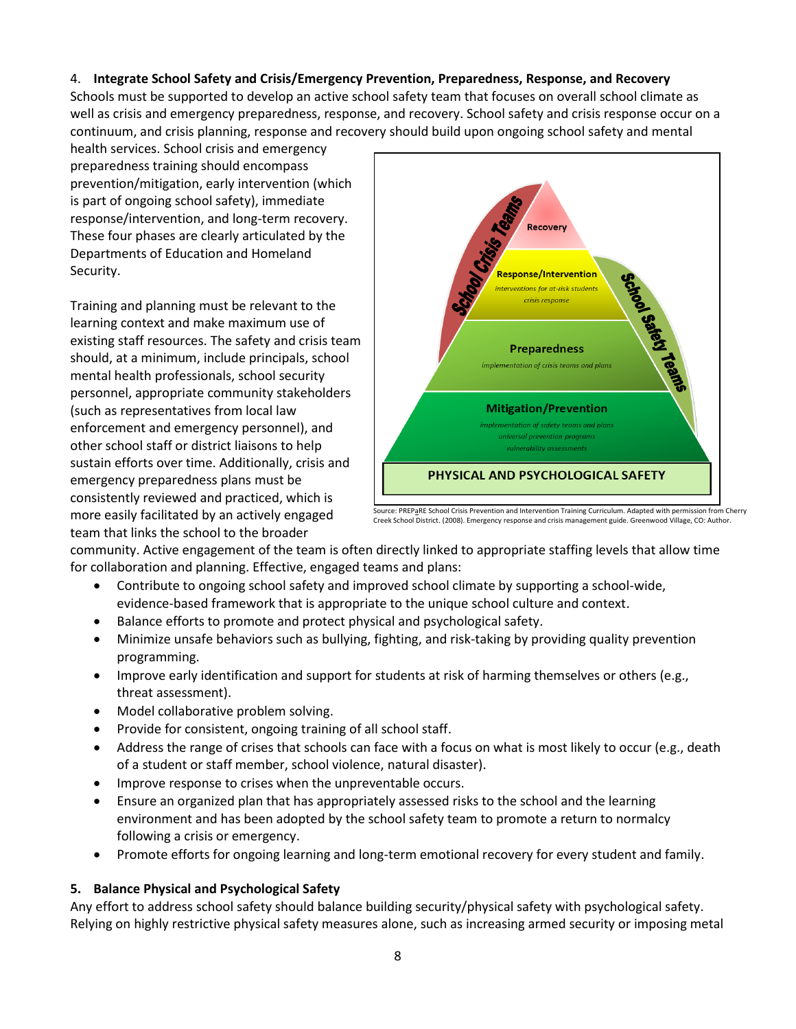4. **Integrate School Safety and Crisis/Emergency Prevention, Preparedness, Response, and Recovery**

Schools must be supported to develop an active school safety team that focuses on overall school climate as well as crisis and emergency preparedness, response, and recovery. School safety and crisis response occur on a continuum, and crisis planning, response and recovery should build upon ongoing school safety and mental health services. School crisis and emergency preparedness training should encompass prevention/mitigation, early intervention (which is part of ongoing school safety), immediate response/intervention, and long-term recovery. These four phases are clearly articulated by the Departments of Education and Homeland Security.

Training and planning must be relevant to the learning context and make maximum use of existing staff resources. The safety and crisis team should, at a minimum, include principals, school mental health professionals, school security personnel, appropriate community stakeholders (such as representatives from local law enforcement and emergency personnel), and other school staff or district liaisons to help sustain efforts over time. Additionally, crisis and emergency preparedness plans must be consistently reviewed and practiced, which is more easily facilitated by an actively engaged team that links the school to the broader community. Active engagement of the team is often directly linked to appropriate staffing levels that allow time for collaboration and planning. Effective, engaged teams and plans:

School Crisis Teams | School Safety Teams

Recovery

**Response/Intervention**
*interventions for at-risk students*
*crisis response*

**Preparedness**
*implementation of crisis teams and plans*

**Mitigation/Prevention**
*implementation of safety teams and plans*
*universal prevention programs*
*vulnerability assessments*

**PHYSICAL AND PSYCHOLOGICAL SAFETY**

Source: PREPaRE School Crisis Prevention and Intervention Training Curriculum. Adapted with permission from Cherry Creek School District. (2008). Emergency response and crisis management guide. Greenwood Village, CO: Author.

- Contribute to ongoing school safety and improved school climate by supporting a school-wide, evidence-based framework that is appropriate to the unique school culture and context.
- Balance efforts to promote and protect physical and psychological safety.
- Minimize unsafe behaviors such as bullying, fighting, and risk-taking by providing quality prevention programming.
- Improve early identification and support for students at risk of harming themselves or others (e.g., threat assessment).
- Model collaborative problem solving.
- Provide for consistent, ongoing training of all school staff.
- Address the range of crises that schools can face with a focus on what is most likely to occur (e.g., death of a student or staff member, school violence, natural disaster).
- Improve response to crises when the unpreventable occurs.
- Ensure an organized plan that has appropriately assessed risks to the school and the learning environment and has been adopted by the school safety team to promote a return to normalcy following a crisis or emergency.
- Promote efforts for ongoing learning and long-term emotional recovery for every student and family.

**5. Balance Physical and Psychological Safety**

Any effort to address school safety should balance building security/physical safety with psychological safety. Relying on highly restrictive physical safety measures alone, such as increasing armed security or imposing metal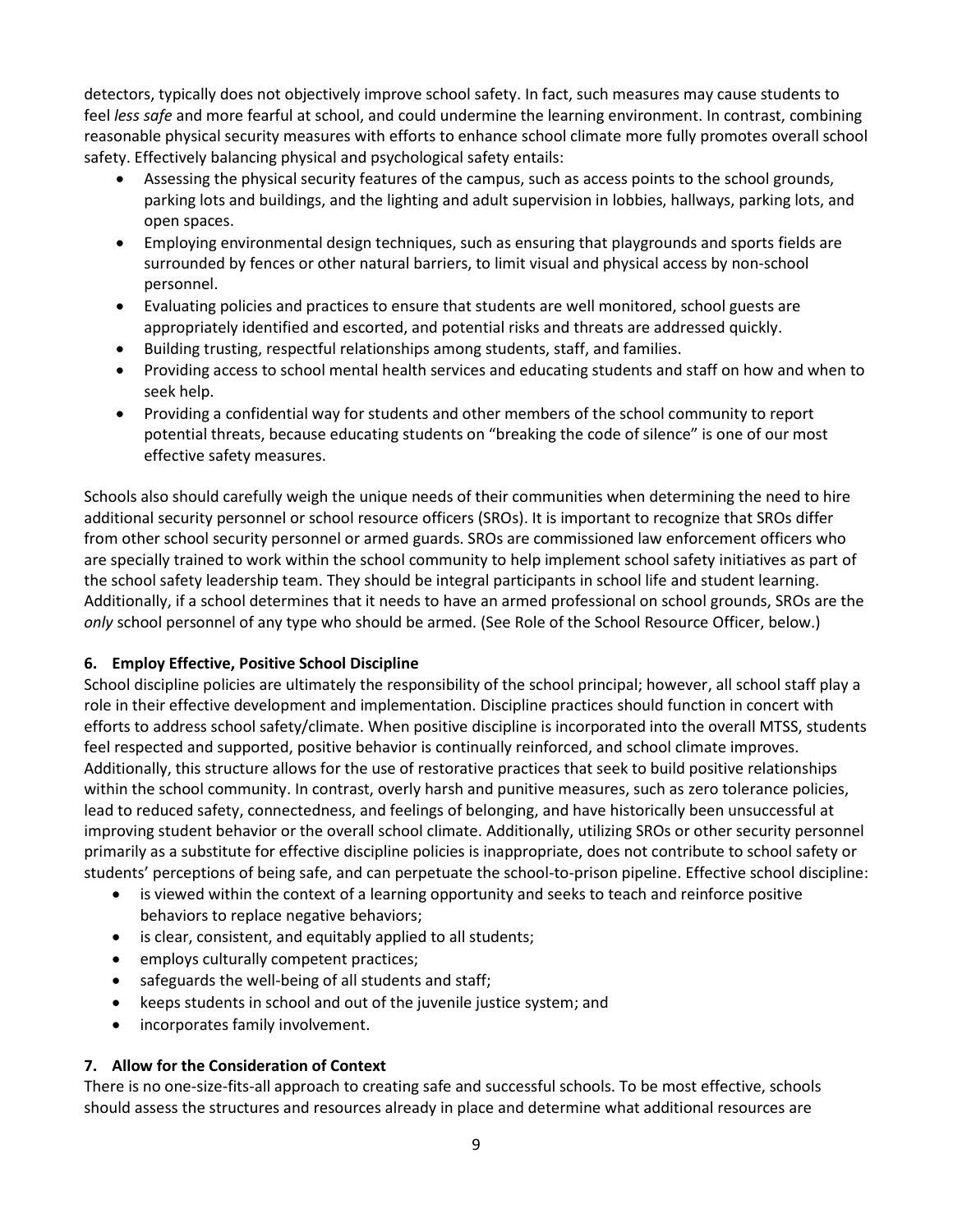detectors, typically does not objectively improve school safety. In fact, such measures may cause students to feel *less safe* and more fearful at school, and could undermine the learning environment. In contrast, combining reasonable physical security measures with efforts to enhance school climate more fully promotes overall school safety. Effectively balancing physical and psychological safety entails:

- Assessing the physical security features of the campus, such as access points to the school grounds, parking lots and buildings, and the lighting and adult supervision in lobbies, hallways, parking lots, and open spaces.
- Employing environmental design techniques, such as ensuring that playgrounds and sports fields are surrounded by fences or other natural barriers, to limit visual and physical access by non-school personnel.
- Evaluating policies and practices to ensure that students are well monitored, school guests are appropriately identified and escorted, and potential risks and threats are addressed quickly.
- Building trusting, respectful relationships among students, staff, and families.
- Providing access to school mental health services and educating students and staff on how and when to seek help.
- Providing a confidential way for students and other members of the school community to report potential threats, because educating students on "breaking the code of silence" is one of our most effective safety measures.

Schools also should carefully weigh the unique needs of their communities when determining the need to hire additional security personnel or school resource officers (SROs). It is important to recognize that SROs differ from other school security personnel or armed guards. SROs are commissioned law enforcement officers who are specially trained to work within the school community to help implement school safety initiatives as part of the school safety leadership team. They should be integral participants in school life and student learning. Additionally, if a school determines that it needs to have an armed professional on school grounds, SROs are the *only* school personnel of any type who should be armed. (See Role of the School Resource Officer, below.)

**6. Employ Effective, Positive School Discipline**

School discipline policies are ultimately the responsibility of the school principal; however, all school staff play a role in their effective development and implementation. Discipline practices should function in concert with efforts to address school safety/climate. When positive discipline is incorporated into the overall MTSS, students feel respected and supported, positive behavior is continually reinforced, and school climate improves. Additionally, this structure allows for the use of restorative practices that seek to build positive relationships within the school community. In contrast, overly harsh and punitive measures, such as zero tolerance policies, lead to reduced safety, connectedness, and feelings of belonging, and have historically been unsuccessful at improving student behavior or the overall school climate. Additionally, utilizing SROs or other security personnel primarily as a substitute for effective discipline policies is inappropriate, does not contribute to school safety or students' perceptions of being safe, and can perpetuate the school-to-prison pipeline. Effective school discipline:

- is viewed within the context of a learning opportunity and seeks to teach and reinforce positive behaviors to replace negative behaviors;
- is clear, consistent, and equitably applied to all students;
- employs culturally competent practices;
- safeguards the well-being of all students and staff;
- keeps students in school and out of the juvenile justice system; and
- incorporates family involvement.

**7. Allow for the Consideration of Context**

There is no one-size-fits-all approach to creating safe and successful schools. To be most effective, schools should assess the structures and resources already in place and determine what additional resources are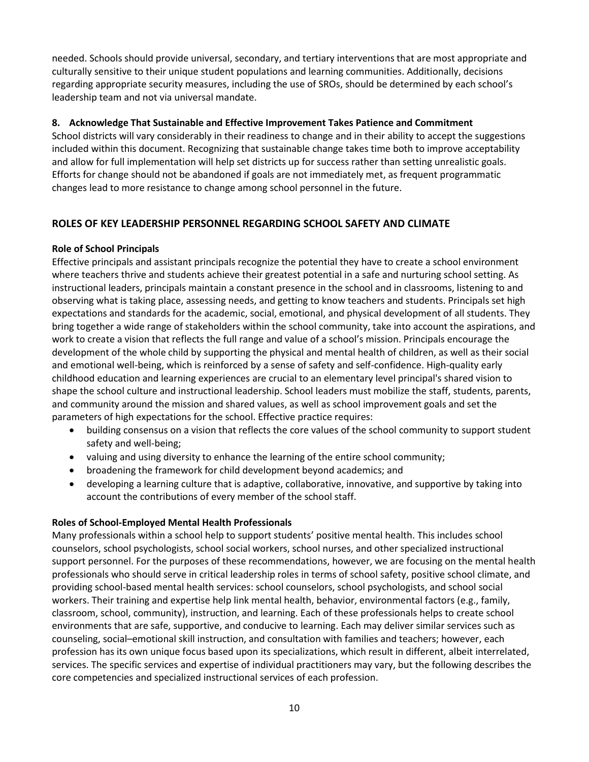needed. Schools should provide universal, secondary, and tertiary interventions that are most appropriate and culturally sensitive to their unique student populations and learning communities. Additionally, decisions regarding appropriate security measures, including the use of SROs, should be determined by each school's leadership team and not via universal mandate.

**8. Acknowledge That Sustainable and Effective Improvement Takes Patience and Commitment**

School districts will vary considerably in their readiness to change and in their ability to accept the suggestions included within this document. Recognizing that sustainable change takes time both to improve acceptability and allow for full implementation will help set districts up for success rather than setting unrealistic goals. Efforts for change should not be abandoned if goals are not immediately met, as frequent programmatic changes lead to more resistance to change among school personnel in the future.

## ROLES OF KEY LEADERSHIP PERSONNEL REGARDING SCHOOL SAFETY AND CLIMATE

### Role of School Principals

Effective principals and assistant principals recognize the potential they have to create a school environment where teachers thrive and students achieve their greatest potential in a safe and nurturing school setting. As instructional leaders, principals maintain a constant presence in the school and in classrooms, listening to and observing what is taking place, assessing needs, and getting to know teachers and students. Principals set high expectations and standards for the academic, social, emotional, and physical development of all students. They bring together a wide range of stakeholders within the school community, take into account the aspirations, and work to create a vision that reflects the full range and value of a school's mission. Principals encourage the development of the whole child by supporting the physical and mental health of children, as well as their social and emotional well-being, which is reinforced by a sense of safety and self-confidence. High-quality early childhood education and learning experiences are crucial to an elementary level principal's shared vision to shape the school culture and instructional leadership. School leaders must mobilize the staff, students, parents, and community around the mission and shared values, as well as school improvement goals and set the parameters of high expectations for the school. Effective practice requires:

- building consensus on a vision that reflects the core values of the school community to support student safety and well-being;
- valuing and using diversity to enhance the learning of the entire school community;
- broadening the framework for child development beyond academics; and
- developing a learning culture that is adaptive, collaborative, innovative, and supportive by taking into account the contributions of every member of the school staff.

### Roles of School-Employed Mental Health Professionals

Many professionals within a school help to support students' positive mental health. This includes school counselors, school psychologists, school social workers, school nurses, and other specialized instructional support personnel. For the purposes of these recommendations, however, we are focusing on the mental health professionals who should serve in critical leadership roles in terms of school safety, positive school climate, and providing school-based mental health services: school counselors, school psychologists, and school social workers. Their training and expertise help link mental health, behavior, environmental factors (e.g., family, classroom, school, community), instruction, and learning. Each of these professionals helps to create school environments that are safe, supportive, and conducive to learning. Each may deliver similar services such as counseling, social–emotional skill instruction, and consultation with families and teachers; however, each profession has its own unique focus based upon its specializations, which result in different, albeit interrelated, services. The specific services and expertise of individual practitioners may vary, but the following describes the core competencies and specialized instructional services of each profession.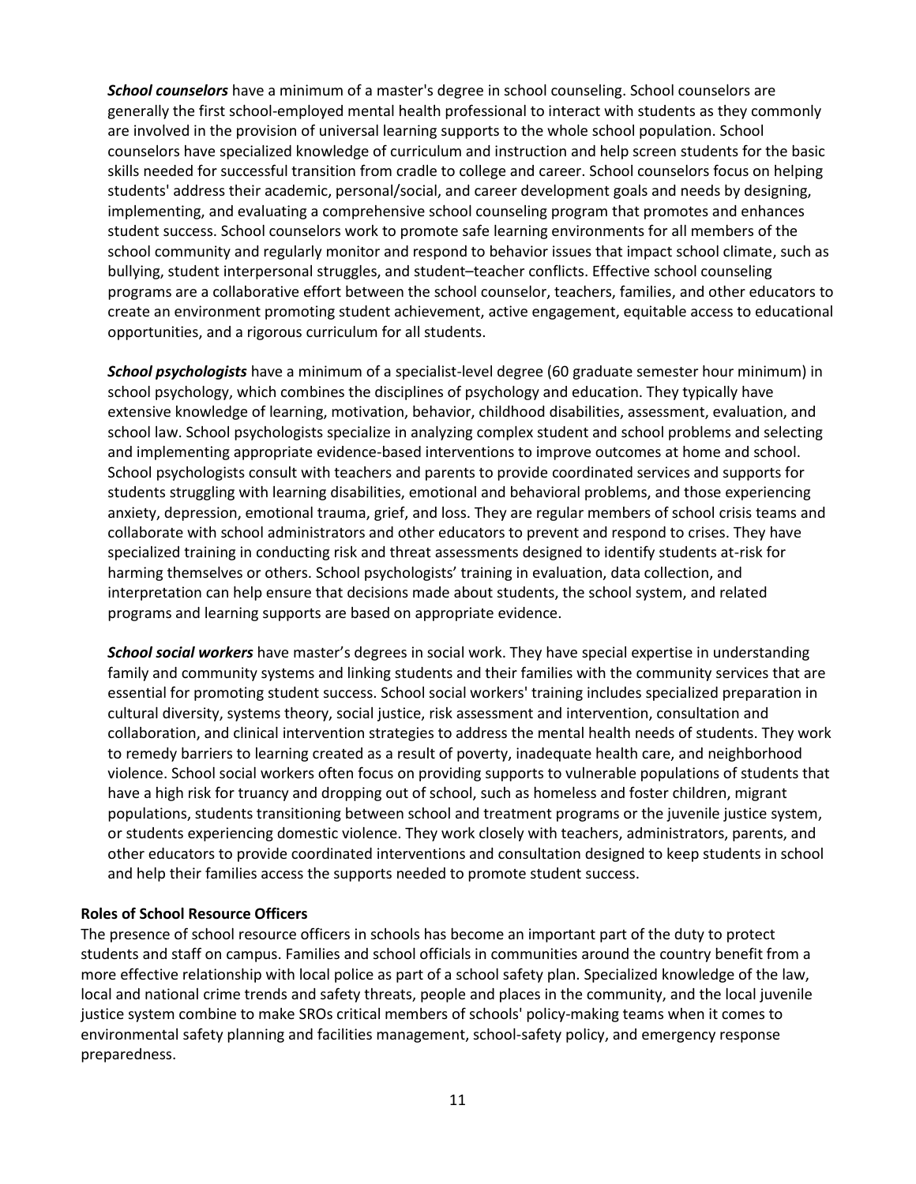***School counselors*** have a minimum of a master's degree in school counseling. School counselors are generally the first school-employed mental health professional to interact with students as they commonly are involved in the provision of universal learning supports to the whole school population. School counselors have specialized knowledge of curriculum and instruction and help screen students for the basic skills needed for successful transition from cradle to college and career. School counselors focus on helping students' address their academic, personal/social, and career development goals and needs by designing, implementing, and evaluating a comprehensive school counseling program that promotes and enhances student success. School counselors work to promote safe learning environments for all members of the school community and regularly monitor and respond to behavior issues that impact school climate, such as bullying, student interpersonal struggles, and student–teacher conflicts. Effective school counseling programs are a collaborative effort between the school counselor, teachers, families, and other educators to create an environment promoting student achievement, active engagement, equitable access to educational opportunities, and a rigorous curriculum for all students.

***School psychologists*** have a minimum of a specialist-level degree (60 graduate semester hour minimum) in school psychology, which combines the disciplines of psychology and education. They typically have extensive knowledge of learning, motivation, behavior, childhood disabilities, assessment, evaluation, and school law. School psychologists specialize in analyzing complex student and school problems and selecting and implementing appropriate evidence-based interventions to improve outcomes at home and school. School psychologists consult with teachers and parents to provide coordinated services and supports for students struggling with learning disabilities, emotional and behavioral problems, and those experiencing anxiety, depression, emotional trauma, grief, and loss. They are regular members of school crisis teams and collaborate with school administrators and other educators to prevent and respond to crises. They have specialized training in conducting risk and threat assessments designed to identify students at-risk for harming themselves or others. School psychologists' training in evaluation, data collection, and interpretation can help ensure that decisions made about students, the school system, and related programs and learning supports are based on appropriate evidence.

***School social workers*** have master's degrees in social work. They have special expertise in understanding family and community systems and linking students and their families with the community services that are essential for promoting student success. School social workers' training includes specialized preparation in cultural diversity, systems theory, social justice, risk assessment and intervention, consultation and collaboration, and clinical intervention strategies to address the mental health needs of students. They work to remedy barriers to learning created as a result of poverty, inadequate health care, and neighborhood violence. School social workers often focus on providing supports to vulnerable populations of students that have a high risk for truancy and dropping out of school, such as homeless and foster children, migrant populations, students transitioning between school and treatment programs or the juvenile justice system, or students experiencing domestic violence. They work closely with teachers, administrators, parents, and other educators to provide coordinated interventions and consultation designed to keep students in school and help their families access the supports needed to promote student success.

**Roles of School Resource Officers**

The presence of school resource officers in schools has become an important part of the duty to protect students and staff on campus. Families and school officials in communities around the country benefit from a more effective relationship with local police as part of a school safety plan. Specialized knowledge of the law, local and national crime trends and safety threats, people and places in the community, and the local juvenile justice system combine to make SROs critical members of schools' policy-making teams when it comes to environmental safety planning and facilities management, school-safety policy, and emergency response preparedness.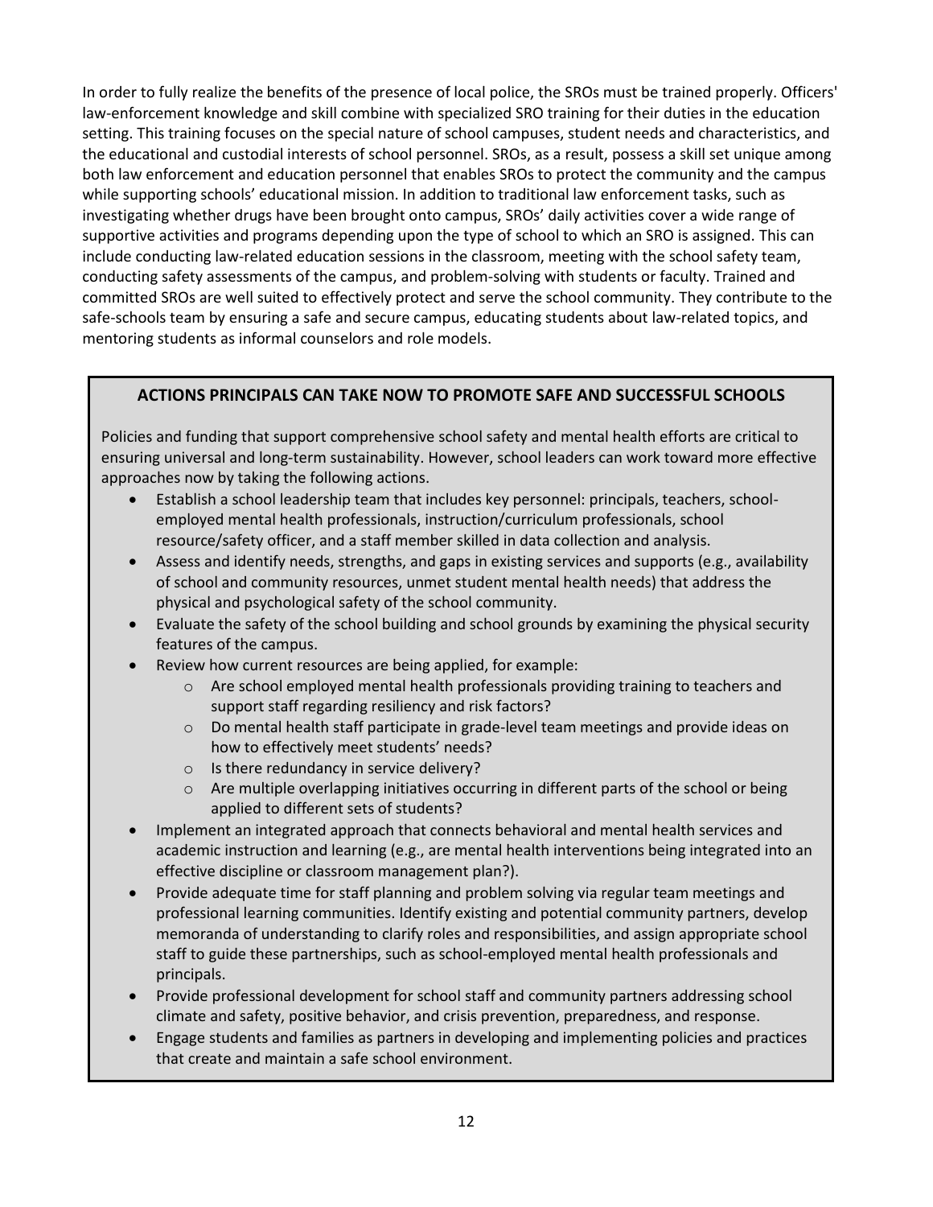In order to fully realize the benefits of the presence of local police, the SROs must be trained properly. Officers' law-enforcement knowledge and skill combine with specialized SRO training for their duties in the education setting. This training focuses on the special nature of school campuses, student needs and characteristics, and the educational and custodial interests of school personnel. SROs, as a result, possess a skill set unique among both law enforcement and education personnel that enables SROs to protect the community and the campus while supporting schools' educational mission. In addition to traditional law enforcement tasks, such as investigating whether drugs have been brought onto campus, SROs' daily activities cover a wide range of supportive activities and programs depending upon the type of school to which an SRO is assigned. This can include conducting law-related education sessions in the classroom, meeting with the school safety team, conducting safety assessments of the campus, and problem-solving with students or faculty. Trained and committed SROs are well suited to effectively protect and serve the school community. They contribute to the safe-schools team by ensuring a safe and secure campus, educating students about law-related topics, and mentoring students as informal counselors and role models.

### ACTIONS PRINCIPALS CAN TAKE NOW TO PROMOTE SAFE AND SUCCESSFUL SCHOOLS

Policies and funding that support comprehensive school safety and mental health efforts are critical to ensuring universal and long-term sustainability. However, school leaders can work toward more effective approaches now by taking the following actions.

- Establish a school leadership team that includes key personnel: principals, teachers, school-employed mental health professionals, instruction/curriculum professionals, school resource/safety officer, and a staff member skilled in data collection and analysis.
- Assess and identify needs, strengths, and gaps in existing services and supports (e.g., availability of school and community resources, unmet student mental health needs) that address the physical and psychological safety of the school community.
- Evaluate the safety of the school building and school grounds by examining the physical security features of the campus.
- Review how current resources are being applied, for example:
  - Are school employed mental health professionals providing training to teachers and support staff regarding resiliency and risk factors?
  - Do mental health staff participate in grade-level team meetings and provide ideas on how to effectively meet students' needs?
  - Is there redundancy in service delivery?
  - Are multiple overlapping initiatives occurring in different parts of the school or being applied to different sets of students?
- Implement an integrated approach that connects behavioral and mental health services and academic instruction and learning (e.g., are mental health interventions being integrated into an effective discipline or classroom management plan?).
- Provide adequate time for staff planning and problem solving via regular team meetings and professional learning communities. Identify existing and potential community partners, develop memoranda of understanding to clarify roles and responsibilities, and assign appropriate school staff to guide these partnerships, such as school-employed mental health professionals and principals.
- Provide professional development for school staff and community partners addressing school climate and safety, positive behavior, and crisis prevention, preparedness, and response.
- Engage students and families as partners in developing and implementing policies and practices that create and maintain a safe school environment.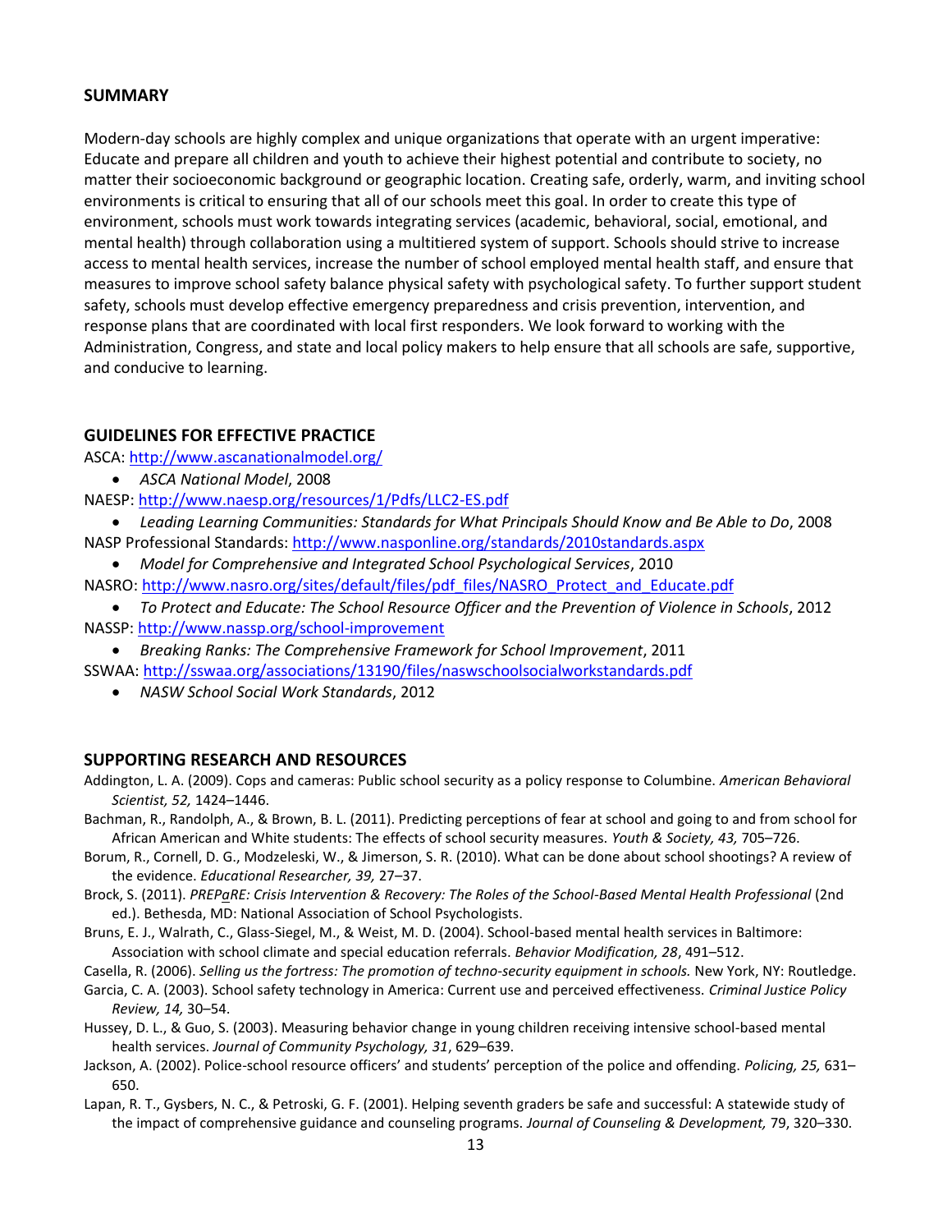## SUMMARY

Modern-day schools are highly complex and unique organizations that operate with an urgent imperative: Educate and prepare all children and youth to achieve their highest potential and contribute to society, no matter their socioeconomic background or geographic location. Creating safe, orderly, warm, and inviting school environments is critical to ensuring that all of our schools meet this goal. In order to create this type of environment, schools must work towards integrating services (academic, behavioral, social, emotional, and mental health) through collaboration using a multitiered system of support. Schools should strive to increase access to mental health services, increase the number of school employed mental health staff, and ensure that measures to improve school safety balance physical safety with psychological safety. To further support student safety, schools must develop effective emergency preparedness and crisis prevention, intervention, and response plans that are coordinated with local first responders. We look forward to working with the Administration, Congress, and state and local policy makers to help ensure that all schools are safe, supportive, and conducive to learning.

## GUIDELINES FOR EFFECTIVE PRACTICE

ASCA: http://www.ascanationalmodel.org/
- *ASCA National Model*, 2008

NAESP: http://www.naesp.org/resources/1/Pdfs/LLC2-ES.pdf
- *Leading Learning Communities: Standards for What Principals Should Know and Be Able to Do*, 2008

NASP Professional Standards: http://www.nasponline.org/standards/2010standards.aspx
- *Model for Comprehensive and Integrated School Psychological Services*, 2010

NASRO: http://www.nasro.org/sites/default/files/pdf_files/NASRO_Protect_and_Educate.pdf
- *To Protect and Educate: The School Resource Officer and the Prevention of Violence in Schools*, 2012

NASSP: http://www.nassp.org/school-improvement
- *Breaking Ranks: The Comprehensive Framework for School Improvement*, 2011

SSWAA: http://sswaa.org/associations/13190/files/naswschoolsocialworkstandards.pdf
- *NASW School Social Work Standards*, 2012

## SUPPORTING RESEARCH AND RESOURCES

Addington, L. A. (2009). Cops and cameras: Public school security as a policy response to Columbine. *American Behavioral Scientist, 52,* 1424–1446.

Bachman, R., Randolph, A., & Brown, B. L. (2011). Predicting perceptions of fear at school and going to and from school for African American and White students: The effects of school security measures. *Youth & Society, 43,* 705–726.

Borum, R., Cornell, D. G., Modzeleski, W., & Jimerson, S. R. (2010). What can be done about school shootings? A review of the evidence. *Educational Researcher, 39,* 27–37.

Brock, S. (2011). *PREPaRE: Crisis Intervention & Recovery: The Roles of the School-Based Mental Health Professional* (2nd ed.). Bethesda, MD: National Association of School Psychologists.

Bruns, E. J., Walrath, C., Glass-Siegel, M., & Weist, M. D. (2004). School-based mental health services in Baltimore: Association with school climate and special education referrals. *Behavior Modification, 28*, 491–512.

Casella, R. (2006). *Selling us the fortress: The promotion of techno-security equipment in schools.* New York, NY: Routledge.

Garcia, C. A. (2003). School safety technology in America: Current use and perceived effectiveness. *Criminal Justice Policy Review, 14,* 30–54.

Hussey, D. L., & Guo, S. (2003). Measuring behavior change in young children receiving intensive school-based mental health services. *Journal of Community Psychology, 31*, 629–639.

Jackson, A. (2002). Police-school resource officers' and students' perception of the police and offending. *Policing, 25,* 631–650.

Lapan, R. T., Gysbers, N. C., & Petroski, G. F. (2001). Helping seventh graders be safe and successful: A statewide study of the impact of comprehensive guidance and counseling programs. *Journal of Counseling & Development,* 79, 320–330.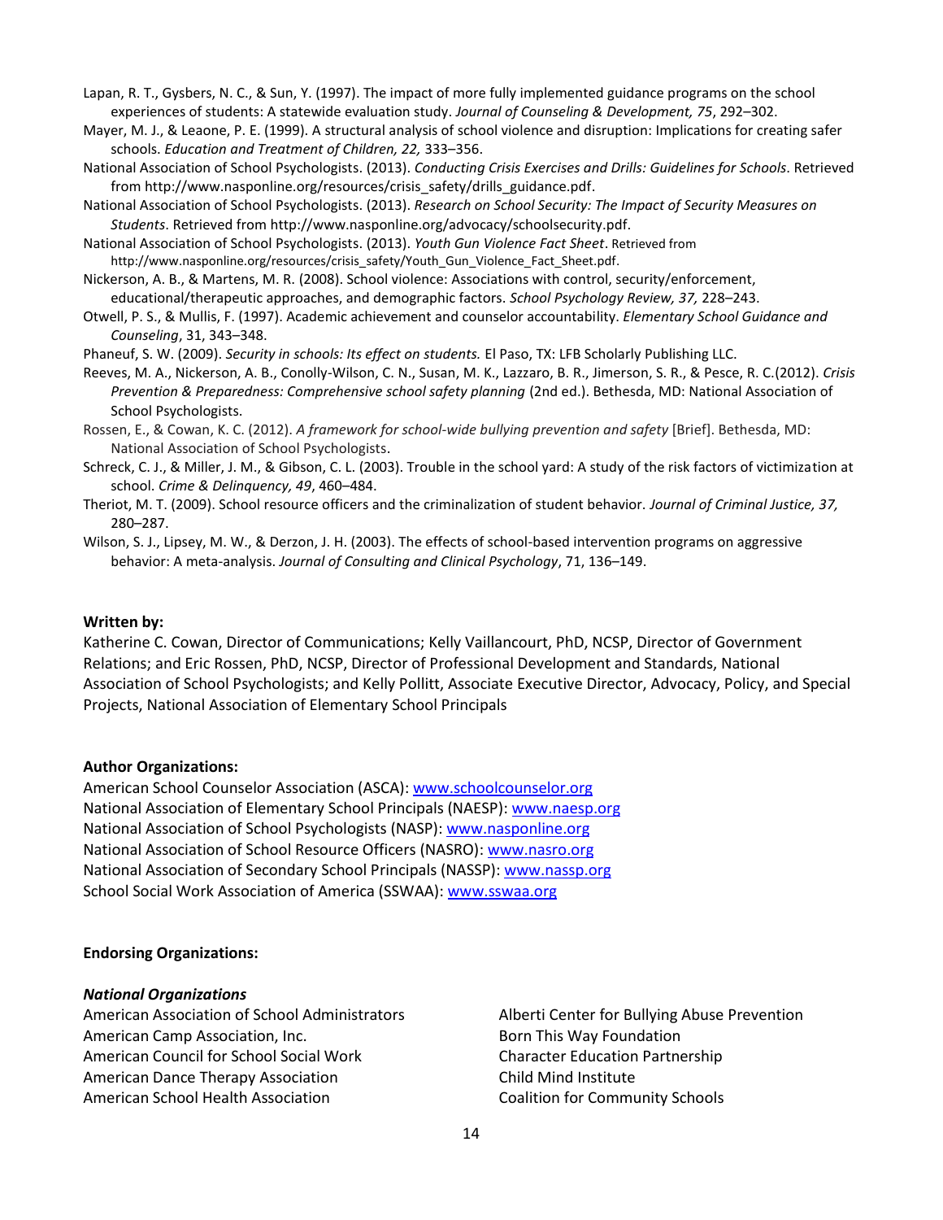Lapan, R. T., Gysbers, N. C., & Sun, Y. (1997). The impact of more fully implemented guidance programs on the school experiences of students: A statewide evaluation study. *Journal of Counseling & Development, 75*, 292–302.

Mayer, M. J., & Leaone, P. E. (1999). A structural analysis of school violence and disruption: Implications for creating safer schools. *Education and Treatment of Children, 22,* 333–356.

National Association of School Psychologists. (2013). *Conducting Crisis Exercises and Drills: Guidelines for Schools*. Retrieved from http://www.nasponline.org/resources/crisis_safety/drills_guidance.pdf.

National Association of School Psychologists. (2013). *Research on School Security: The Impact of Security Measures on Students*. Retrieved from http://www.nasponline.org/advocacy/schoolsecurity.pdf.

National Association of School Psychologists. (2013). *Youth Gun Violence Fact Sheet*. Retrieved from http://www.nasponline.org/resources/crisis_safety/Youth_Gun_Violence_Fact_Sheet.pdf.

Nickerson, A. B., & Martens, M. R. (2008). School violence: Associations with control, security/enforcement, educational/therapeutic approaches, and demographic factors. *School Psychology Review, 37,* 228–243.

Otwell, P. S., & Mullis, F. (1997). Academic achievement and counselor accountability. *Elementary School Guidance and Counseling*, 31, 343–348.

Phaneuf, S. W. (2009). *Security in schools: Its effect on students.* El Paso, TX: LFB Scholarly Publishing LLC.

Reeves, M. A., Nickerson, A. B., Conolly-Wilson, C. N., Susan, M. K., Lazzaro, B. R., Jimerson, S. R., & Pesce, R. C.(2012). *Crisis Prevention & Preparedness: Comprehensive school safety planning* (2nd ed.). Bethesda, MD: National Association of School Psychologists.

Rossen, E., & Cowan, K. C. (2012). *A framework for school-wide bullying prevention and safety* [Brief]. Bethesda, MD: National Association of School Psychologists.

Schreck, C. J., & Miller, J. M., & Gibson, C. L. (2003). Trouble in the school yard: A study of the risk factors of victimization at school. *Crime & Delinquency, 49*, 460–484.

Theriot, M. T. (2009). School resource officers and the criminalization of student behavior. *Journal of Criminal Justice, 37,* 280–287.

Wilson, S. J., Lipsey, M. W., & Derzon, J. H. (2003). The effects of school-based intervention programs on aggressive behavior: A meta-analysis. *Journal of Consulting and Clinical Psychology*, 71, 136–149.

**Written by:**

Katherine C. Cowan, Director of Communications; Kelly Vaillancourt, PhD, NCSP, Director of Government Relations; and Eric Rossen, PhD, NCSP, Director of Professional Development and Standards, National Association of School Psychologists; and Kelly Pollitt, Associate Executive Director, Advocacy, Policy, and Special Projects, National Association of Elementary School Principals

**Author Organizations:**

American School Counselor Association (ASCA): www.schoolcounselor.org
National Association of Elementary School Principals (NAESP): www.naesp.org
National Association of School Psychologists (NASP): www.nasponline.org
National Association of School Resource Officers (NASRO): www.nasro.org
National Association of Secondary School Principals (NASSP): www.nassp.org
School Social Work Association of America (SSWAA): www.sswaa.org

**Endorsing Organizations:**

***National Organizations***

American Association of School Administrators
American Camp Association, Inc.
American Council for School Social Work
American Dance Therapy Association
American School Health Association
Alberti Center for Bullying Abuse Prevention
Born This Way Foundation
Character Education Partnership
Child Mind Institute
Coalition for Community Schools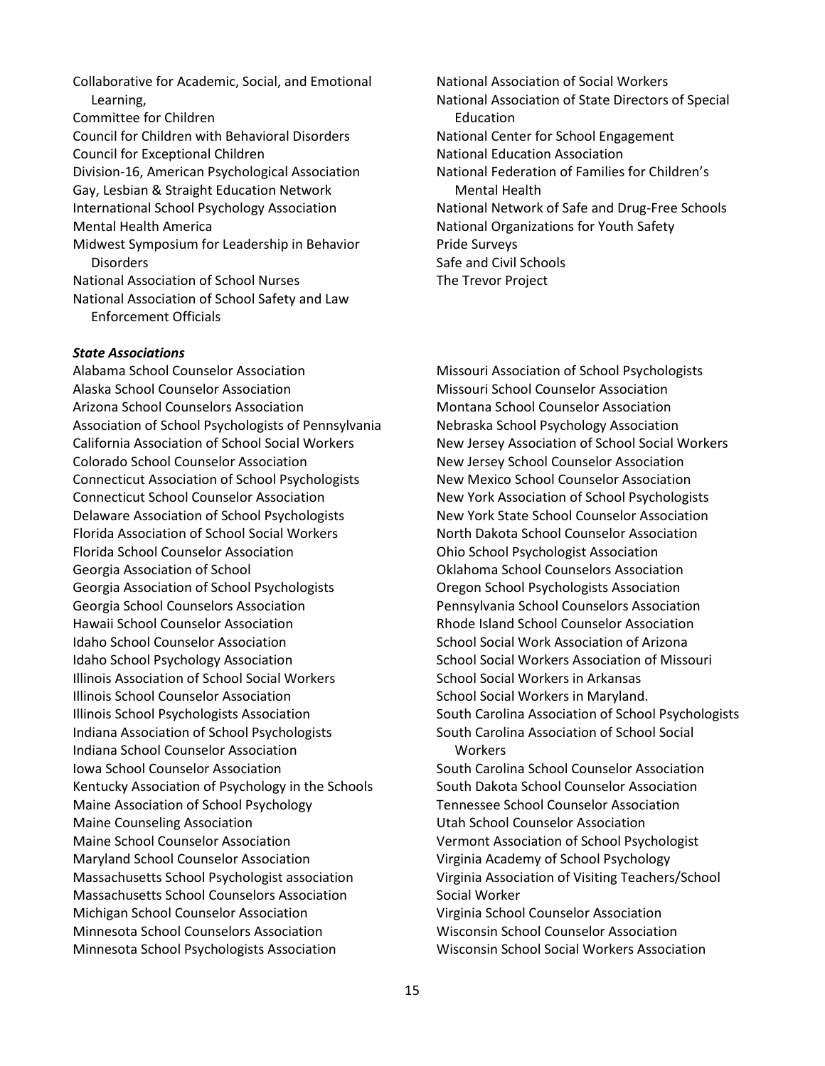Collaborative for Academic, Social, and Emotional Learning,
Committee for Children
Council for Children with Behavioral Disorders
Council for Exceptional Children
Division-16, American Psychological Association
Gay, Lesbian & Straight Education Network
International School Psychology Association
Mental Health America
Midwest Symposium for Leadership in Behavior Disorders
National Association of School Nurses
National Association of School Safety and Law Enforcement Officials
National Association of Social Workers
National Association of State Directors of Special Education
National Center for School Engagement
National Education Association
National Federation of Families for Children's Mental Health
National Network of Safe and Drug-Free Schools
National Organizations for Youth Safety
Pride Surveys
Safe and Civil Schools
The Trevor Project

***State Associations***

Alabama School Counselor Association
Alaska School Counselor Association
Arizona School Counselors Association
Association of School Psychologists of Pennsylvania
California Association of School Social Workers
Colorado School Counselor Association
Connecticut Association of School Psychologists
Connecticut School Counselor Association
Delaware Association of School Psychologists
Florida Association of School Social Workers
Florida School Counselor Association
Georgia Association of School
Georgia Association of School Psychologists
Georgia School Counselors Association
Hawaii School Counselor Association
Idaho School Counselor Association
Idaho School Psychology Association
Illinois Association of School Social Workers
Illinois School Counselor Association
Illinois School Psychologists Association
Indiana Association of School Psychologists
Indiana School Counselor Association
Iowa School Counselor Association
Kentucky Association of Psychology in the Schools
Maine Association of School Psychology
Maine Counseling Association
Maine School Counselor Association
Maryland School Counselor Association
Massachusetts School Psychologist association
Massachusetts School Counselors Association
Michigan School Counselor Association
Minnesota School Counselors Association
Minnesota School Psychologists Association
Missouri Association of School Psychologists
Missouri School Counselor Association
Montana School Counselor Association
Nebraska School Psychology Association
New Jersey Association of School Social Workers
New Jersey School Counselor Association
New Mexico School Counselor Association
New York Association of School Psychologists
New York State School Counselor Association
North Dakota School Counselor Association
Ohio School Psychologist Association
Oklahoma School Counselors Association
Oregon School Psychologists Association
Pennsylvania School Counselors Association
Rhode Island School Counselor Association
School Social Work Association of Arizona
School Social Workers Association of Missouri
School Social Workers in Arkansas
School Social Workers in Maryland.
South Carolina Association of School Psychologists
South Carolina Association of School Social Workers
South Carolina School Counselor Association
South Dakota School Counselor Association
Tennessee School Counselor Association
Utah School Counselor Association
Vermont Association of School Psychologist
Virginia Academy of School Psychology
Virginia Association of Visiting Teachers/School Social Worker
Virginia School Counselor Association
Wisconsin School Counselor Association
Wisconsin School Social Workers Association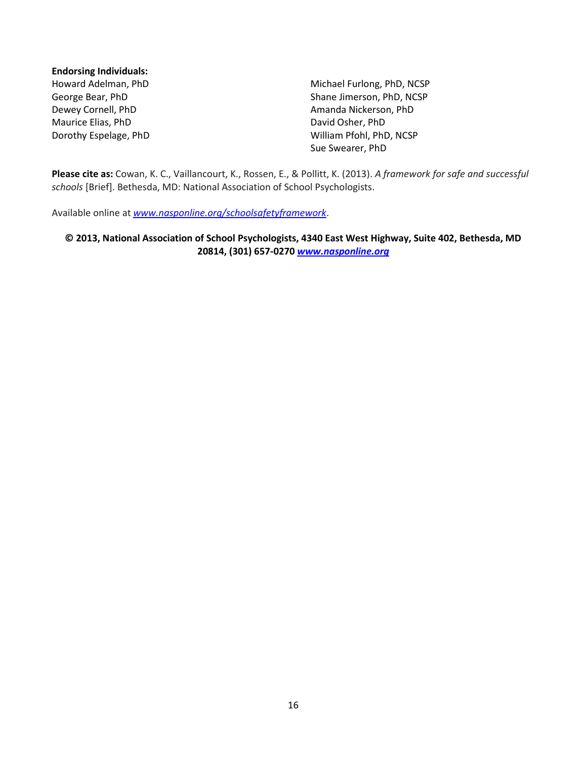**Endorsing Individuals:**

Howard Adelman, PhD
George Bear, PhD
Dewey Cornell, PhD
Maurice Elias, PhD
Dorothy Espelage, PhD
Michael Furlong, PhD, NCSP
Shane Jimerson, PhD, NCSP
Amanda Nickerson, PhD
David Osher, PhD
William Pfohl, PhD, NCSP
Sue Swearer, PhD

**Please cite as:** Cowan, K. C., Vaillancourt, K., Rossen, E., & Pollitt, K. (2013). *A framework for safe and successful schools* [Brief]. Bethesda, MD: National Association of School Psychologists.

Available online at *www.nasponline.org/schoolsafetyframework*.

**© 2013, National Association of School Psychologists, 4340 East West Highway, Suite 402, Bethesda, MD 20814, (301) 657-0270 *www.nasponline.org***